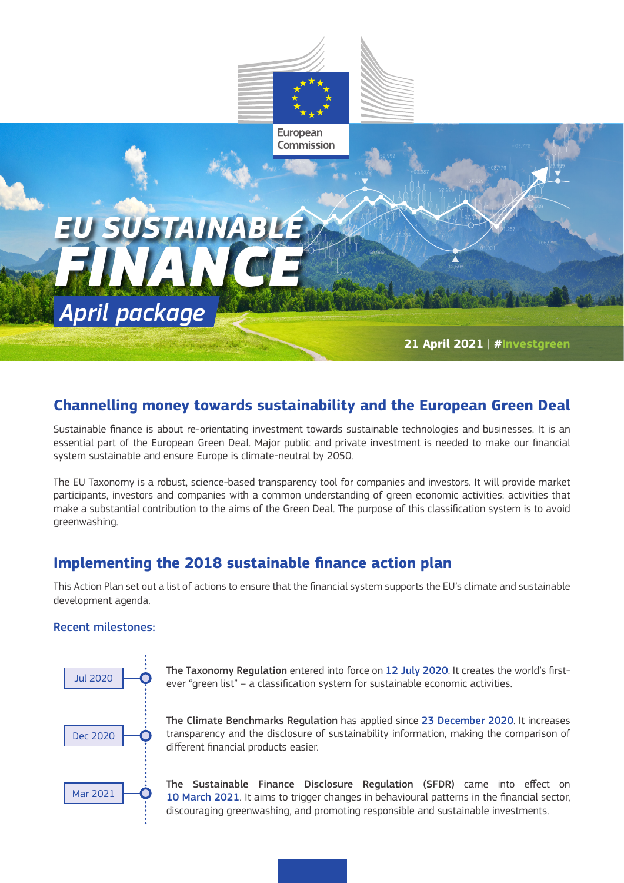European Commission

# EU SUSTAINABLE FINANCE

## April package

**21 April 2021** | **#Investgreen**

## Channelling money towards sustainability and the European Green Deal

Sustainable finance is about re-orientating investment towards sustainable technologies and businesses. It is an essential part of the European Green Deal. Major public and private investment is needed to make our financial system sustainable and ensure Europe is climate-neutral by 2050.

The EU Taxonomy is a robust, science-based transparency tool for companies and investors. It will provide market participants, investors and companies with a common understanding of green economic activities: activities that make a substantial contribution to the aims of the Green Deal. The purpose of this classification system is to avoid greenwashing.

## Implementing the 2018 sustainable finance action plan

This Action Plan set out a list of actions to ensure that the financial system supports the EU's climate and sustainable development agenda.

### Recent milestones:

**Jul 2020** – **The Taxonomy Regulation** entered into force on 12 July 2020. It creates the world's first-ever "green list" – a classification system for sustainable economic activities.

**Dec 2020** – **The Climate Benchmarks Regulation** has applied since 23 December 2020. It increases transparency and the disclosure of sustainability information, making the comparison of different financial products easier.

**Mar 2021** – **The Sustainable Finance Disclosure Regulation (SFDR)** came into effect on 10 March 2021. It aims to trigger changes in behavioural patterns in the financial sector, discouraging greenwashing, and promoting responsible and sustainable investments.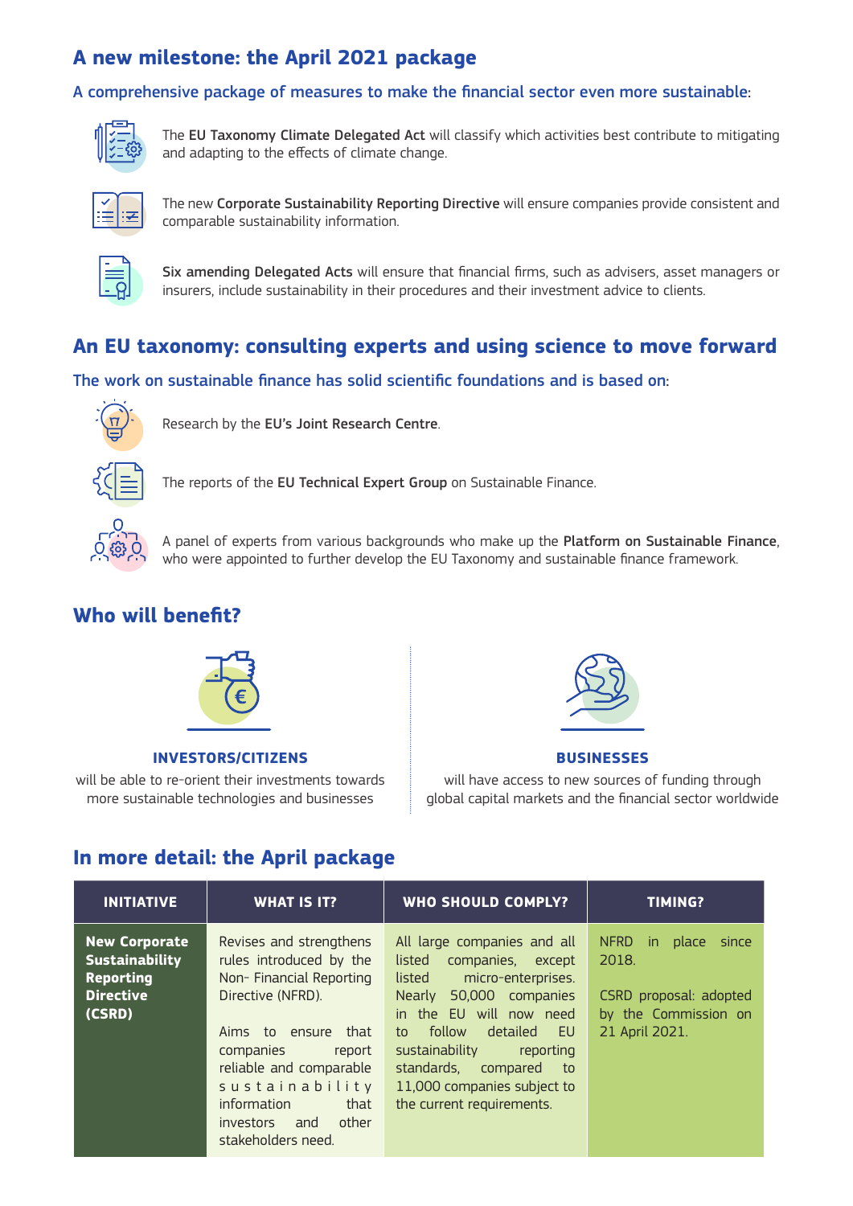## A new milestone: the April 2021 package

### A comprehensive package of measures to make the financial sector even more sustainable:

The **EU Taxonomy Climate Delegated Act** will classify which activities best contribute to mitigating and adapting to the effects of climate change.

The new **Corporate Sustainability Reporting Directive** will ensure companies provide consistent and comparable sustainability information.

**Six amending Delegated Acts** will ensure that financial firms, such as advisers, asset managers or insurers, include sustainability in their procedures and their investment advice to clients.

## An EU taxonomy: consulting experts and using science to move forward

### The work on sustainable finance has solid scientific foundations and is based on:

Research by the **EU's Joint Research Centre**.

The reports of the **EU Technical Expert Group** on Sustainable Finance.

A panel of experts from various backgrounds who make up the **Platform on Sustainable Finance**, who were appointed to further develop the EU Taxonomy and sustainable finance framework.

## Who will benefit?

**INVESTORS/CITIZENS**

will be able to re-orient their investments towards more sustainable technologies and businesses

**BUSINESSES**

will have access to new sources of funding through global capital markets and the financial sector worldwide

## In more detail: the April package

| INITIATIVE | WHAT IS IT? | WHO SHOULD COMPLY? | TIMING? |
| --- | --- | --- | --- |
| **New Corporate Sustainability Reporting Directive (CSRD)** | Revises and strengthens rules introduced by the Non- Financial Reporting Directive (NFRD).<br><br>Aims to ensure that companies report reliable and comparable sustainability information that investors and other stakeholders need. | All large companies and all listed companies, except listed micro-enterprises. Nearly 50,000 companies in the EU will now need to follow detailed EU sustainability reporting standards, compared to 11,000 companies subject to the current requirements. | NFRD in place since 2018.<br><br>CSRD proposal: adopted by the Commission on 21 April 2021. |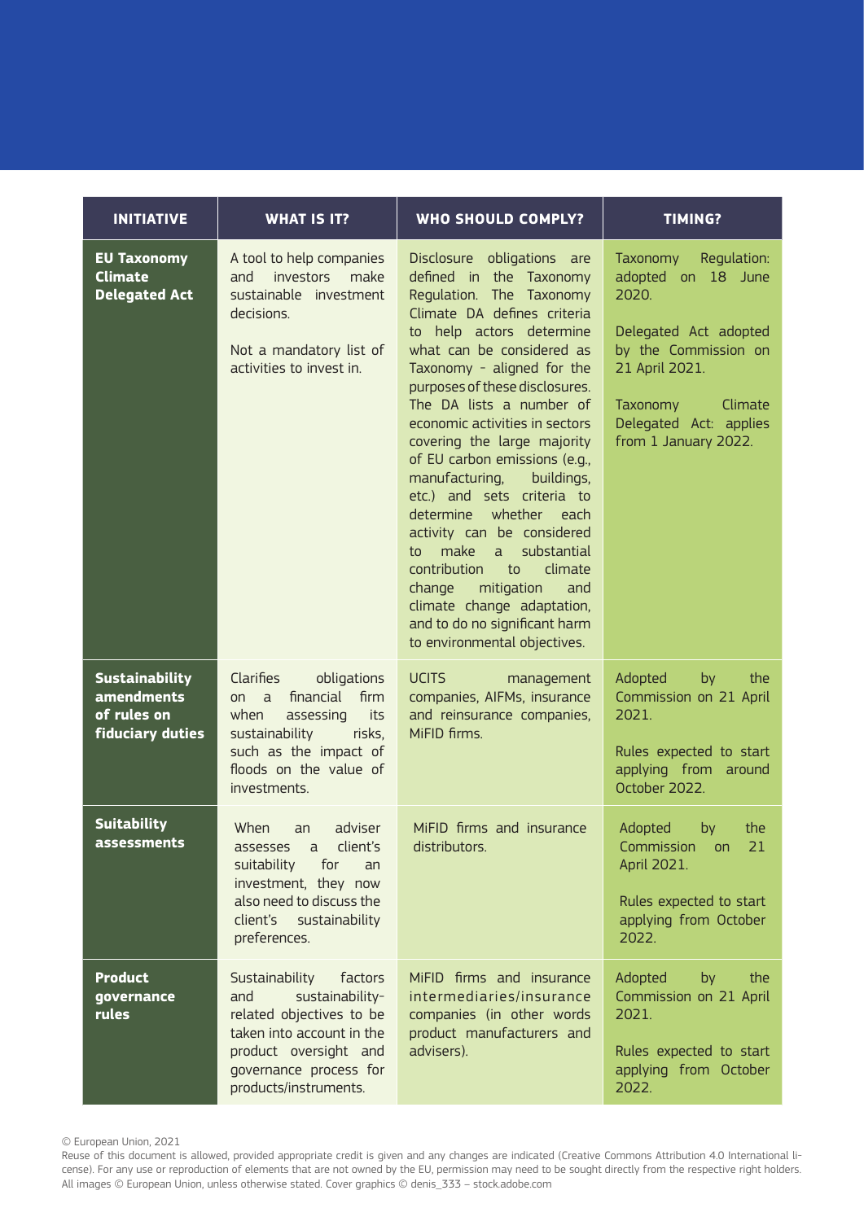| INITIATIVE | WHAT IS IT? | WHO SHOULD COMPLY? | TIMING? |
|---|---|---|---|
| **EU Taxonomy Climate Delegated Act** | A tool to help companies and investors make sustainable investment decisions. Not a mandatory list of activities to invest in. | Disclosure obligations are defined in the Taxonomy Regulation. The Taxonomy Climate DA defines criteria to help actors determine what can be considered as Taxonomy - aligned for the purposes of these disclosures. The DA lists a number of economic activities in sectors covering the large majority of EU carbon emissions (e.g., manufacturing, buildings, etc.) and sets criteria to determine whether each activity can be considered to make a substantial contribution to climate change mitigation and climate change adaptation, and to do no significant harm to environmental objectives. | Taxonomy Regulation: adopted on 18 June 2020. Delegated Act adopted by the Commission on 21 April 2021. Taxonomy Climate Delegated Act: applies from 1 January 2022. |
| **Sustainability amendments of rules on fiduciary duties** | Clarifies obligations on a financial firm when assessing its sustainability risks, such as the impact of floods on the value of investments. | UCITS management companies, AIFMs, insurance and reinsurance companies, MiFID firms. | Adopted by the Commission on 21 April 2021. Rules expected to start applying from around October 2022. |
| **Suitability assessments** | When an adviser assesses a client's suitability for an investment, they now also need to discuss the client's sustainability preferences. | MiFID firms and insurance distributors. | Adopted by the Commission on 21 April 2021. Rules expected to start applying from October 2022. |
| **Product governance rules** | Sustainability factors and sustainability-related objectives to be taken into account in the product oversight and governance process for products/instruments. | MiFID firms and insurance intermediaries/insurance companies (in other words product manufacturers and advisers). | Adopted by the Commission on 21 April 2021. Rules expected to start applying from October 2022. |

© European Union, 2021

Reuse of this document is allowed, provided appropriate credit is given and any changes are indicated (Creative Commons Attribution 4.0 International license). For any use or reproduction of elements that are not owned by the EU, permission may need to be sought directly from the respective right holders. All images © European Union, unless otherwise stated. Cover graphics © denis_333 – stock.adobe.com